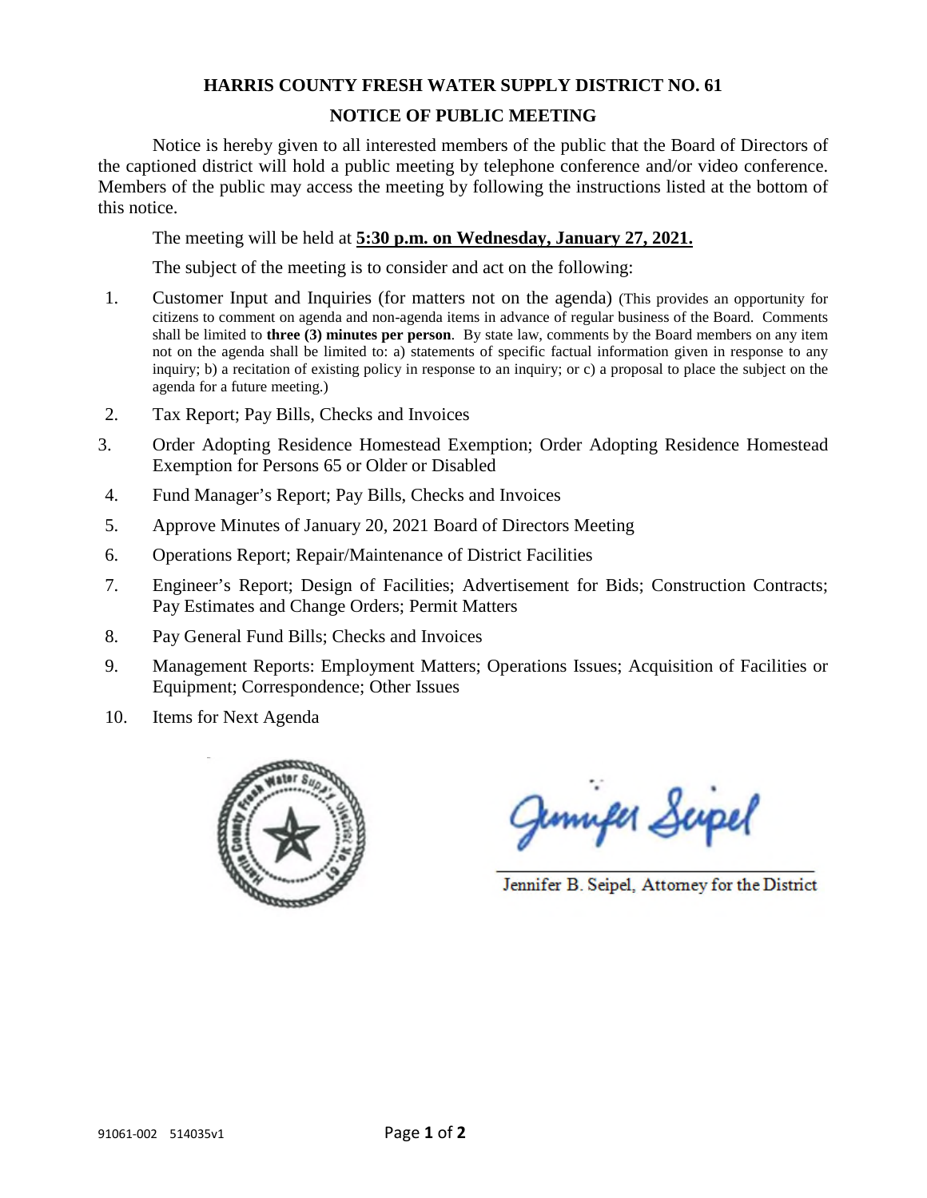# HARRIS COUNTY FRESH WATER SUPPLY DISTRICT NO. 61

## NOTICE OF PUBLIC MEETING

Notice is hereby given to all interested members of the public that the Board of Directors of the captioned district will hold a public meeting by telephone conference and/or video conference. Members of the public may access the meeting by following the instructions listed at the bottom of this notice.

The meeting will be held at **5:30 p.m. on Wednesday, January 27, 2021.**

The subject of the meeting is to consider and act on the following:

1. Customer Input and Inquiries (for matters not on the agenda) (This provides an opportunity for citizens to comment on agenda and non-agenda items in advance of regular business of the Board. Comments shall be limited to **three (3) minutes per person**. By state law, comments by the Board members on any item not on the agenda shall be limited to: a) statements of specific factual information given in response to any inquiry; b) a recitation of existing policy in response to an inquiry; or c) a proposal to place the subject on the agenda for a future meeting.)
2. Tax Report; Pay Bills, Checks and Invoices
3. Order Adopting Residence Homestead Exemption; Order Adopting Residence Homestead Exemption for Persons 65 or Older or Disabled
4. Fund Manager's Report; Pay Bills, Checks and Invoices
5. Approve Minutes of January 20, 2021 Board of Directors Meeting
6. Operations Report; Repair/Maintenance of District Facilities
7. Engineer's Report; Design of Facilities; Advertisement for Bids; Construction Contracts; Pay Estimates and Change Orders; Permit Matters
8. Pay General Fund Bills; Checks and Invoices
9. Management Reports: Employment Matters; Operations Issues; Acquisition of Facilities or Equipment; Correspondence; Other Issues
10. Items for Next Agenda

Jennifer Seipel

Jennifer B. Seipel, Attorney for the District

91061-002 514035v1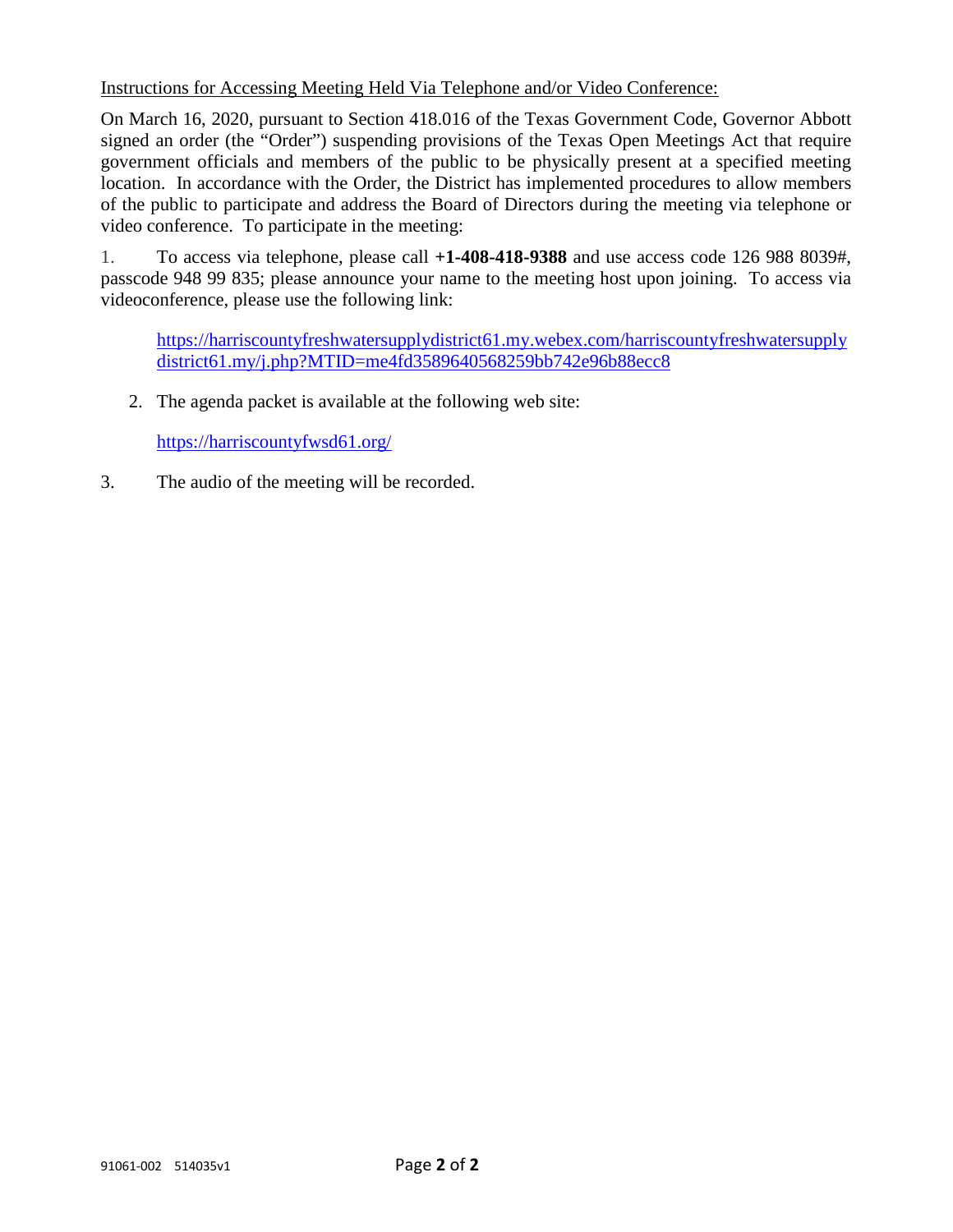Instructions for Accessing Meeting Held Via Telephone and/or Video Conference:

On March 16, 2020, pursuant to Section 418.016 of the Texas Government Code, Governor Abbott signed an order (the "Order") suspending provisions of the Texas Open Meetings Act that require government officials and members of the public to be physically present at a specified meeting location. In accordance with the Order, the District has implemented procedures to allow members of the public to participate and address the Board of Directors during the meeting via telephone or video conference. To participate in the meeting:

1. To access via telephone, please call **+1-408-418-9388** and use access code 126 988 8039#, passcode 948 99 835; please announce your name to the meeting host upon joining. To access via videoconference, please use the following link:

   https://harriscountyfreshwatersupplydistrict61.my.webex.com/harriscountyfreshwatersupplydistrict61.my/j.php?MTID=me4fd3589640568259bb742e96b88ecc8

2. The agenda packet is available at the following web site:

   https://harriscountyfwsd61.org/

3. The audio of the meeting will be recorded.

91061-002 514035v1